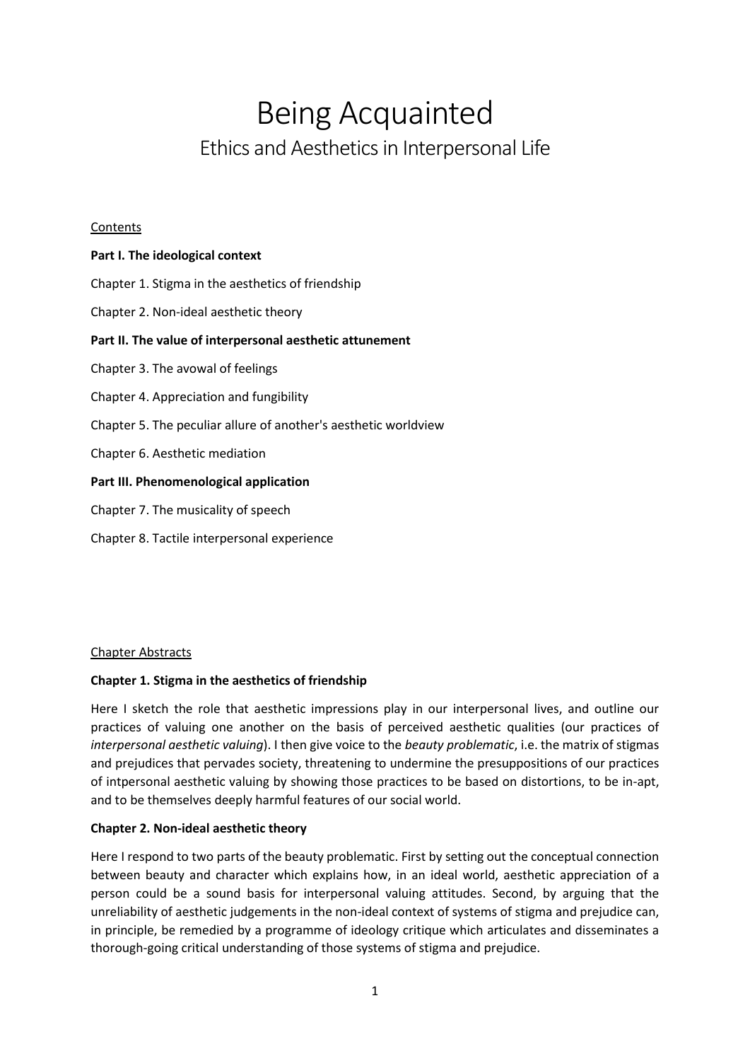# Being Acquainted

## Ethics and Aesthetics in Interpersonal Life

Contents

**Part I. The ideological context**

Chapter 1. Stigma in the aesthetics of friendship

Chapter 2. Non-ideal aesthetic theory

**Part II. The value of interpersonal aesthetic attunement**

Chapter 3. The avowal of feelings

Chapter 4. Appreciation and fungibility

Chapter 5. The peculiar allure of another's aesthetic worldview

Chapter 6. Aesthetic mediation

**Part III. Phenomenological application**

Chapter 7. The musicality of speech

Chapter 8. Tactile interpersonal experience

Chapter Abstracts

**Chapter 1. Stigma in the aesthetics of friendship**

Here I sketch the role that aesthetic impressions play in our interpersonal lives, and outline our practices of valuing one another on the basis of perceived aesthetic qualities (our practices of *interpersonal aesthetic valuing*). I then give voice to the *beauty problematic*, i.e. the matrix of stigmas and prejudices that pervades society, threatening to undermine the presuppositions of our practices of intpersonal aesthetic valuing by showing those practices to be based on distortions, to be in-apt, and to be themselves deeply harmful features of our social world.

**Chapter 2. Non-ideal aesthetic theory**

Here I respond to two parts of the beauty problematic. First by setting out the conceptual connection between beauty and character which explains how, in an ideal world, aesthetic appreciation of a person could be a sound basis for interpersonal valuing attitudes. Second, by arguing that the unreliability of aesthetic judgements in the non-ideal context of systems of stigma and prejudice can, in principle, be remedied by a programme of ideology critique which articulates and disseminates a thorough-going critical understanding of those systems of stigma and prejudice.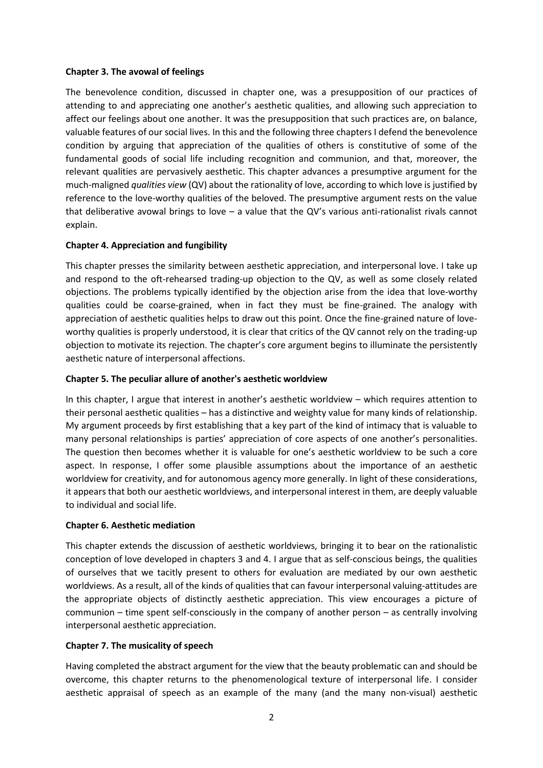**Chapter 3. The avowal of feelings**

The benevolence condition, discussed in chapter one, was a presupposition of our practices of attending to and appreciating one another's aesthetic qualities, and allowing such appreciation to affect our feelings about one another. It was the presupposition that such practices are, on balance, valuable features of our social lives. In this and the following three chapters I defend the benevolence condition by arguing that appreciation of the qualities of others is constitutive of some of the fundamental goods of social life including recognition and communion, and that, moreover, the relevant qualities are pervasively aesthetic. This chapter advances a presumptive argument for the much-maligned *qualities view* (QV) about the rationality of love, according to which love is justified by reference to the love-worthy qualities of the beloved. The presumptive argument rests on the value that deliberative avowal brings to love – a value that the QV's various anti-rationalist rivals cannot explain.

**Chapter 4. Appreciation and fungibility**

This chapter presses the similarity between aesthetic appreciation, and interpersonal love. I take up and respond to the oft-rehearsed trading-up objection to the QV, as well as some closely related objections. The problems typically identified by the objection arise from the idea that love-worthy qualities could be coarse-grained, when in fact they must be fine-grained. The analogy with appreciation of aesthetic qualities helps to draw out this point. Once the fine-grained nature of love-worthy qualities is properly understood, it is clear that critics of the QV cannot rely on the trading-up objection to motivate its rejection. The chapter's core argument begins to illuminate the persistently aesthetic nature of interpersonal affections.

**Chapter 5. The peculiar allure of another's aesthetic worldview**

In this chapter, I argue that interest in another's aesthetic worldview – which requires attention to their personal aesthetic qualities – has a distinctive and weighty value for many kinds of relationship. My argument proceeds by first establishing that a key part of the kind of intimacy that is valuable to many personal relationships is parties' appreciation of core aspects of one another's personalities. The question then becomes whether it is valuable for one's aesthetic worldview to be such a core aspect. In response, I offer some plausible assumptions about the importance of an aesthetic worldview for creativity, and for autonomous agency more generally. In light of these considerations, it appears that both our aesthetic worldviews, and interpersonal interest in them, are deeply valuable to individual and social life.

**Chapter 6. Aesthetic mediation**

This chapter extends the discussion of aesthetic worldviews, bringing it to bear on the rationalistic conception of love developed in chapters 3 and 4. I argue that as self-conscious beings, the qualities of ourselves that we tacitly present to others for evaluation are mediated by our own aesthetic worldviews. As a result, all of the kinds of qualities that can favour interpersonal valuing-attitudes are the appropriate objects of distinctly aesthetic appreciation. This view encourages a picture of communion – time spent self-consciously in the company of another person – as centrally involving interpersonal aesthetic appreciation.

**Chapter 7. The musicality of speech**

Having completed the abstract argument for the view that the beauty problematic can and should be overcome, this chapter returns to the phenomenological texture of interpersonal life. I consider aesthetic appraisal of speech as an example of the many (and the many non-visual) aesthetic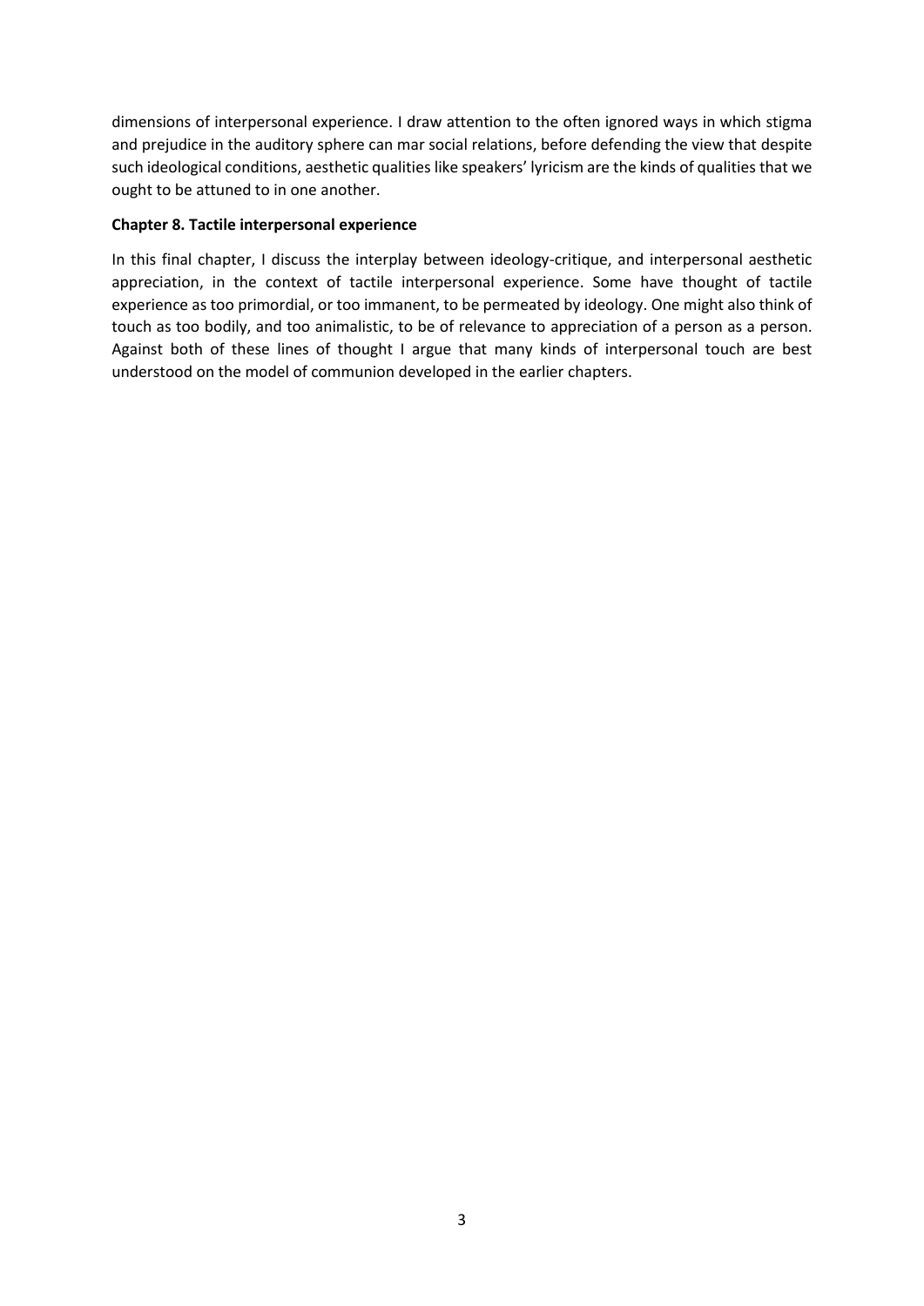dimensions of interpersonal experience. I draw attention to the often ignored ways in which stigma and prejudice in the auditory sphere can mar social relations, before defending the view that despite such ideological conditions, aesthetic qualities like speakers' lyricism are the kinds of qualities that we ought to be attuned to in one another.

**Chapter 8. Tactile interpersonal experience**

In this final chapter, I discuss the interplay between ideology-critique, and interpersonal aesthetic appreciation, in the context of tactile interpersonal experience. Some have thought of tactile experience as too primordial, or too immanent, to be permeated by ideology. One might also think of touch as too bodily, and too animalistic, to be of relevance to appreciation of a person as a person. Against both of these lines of thought I argue that many kinds of interpersonal touch are best understood on the model of communion developed in the earlier chapters.